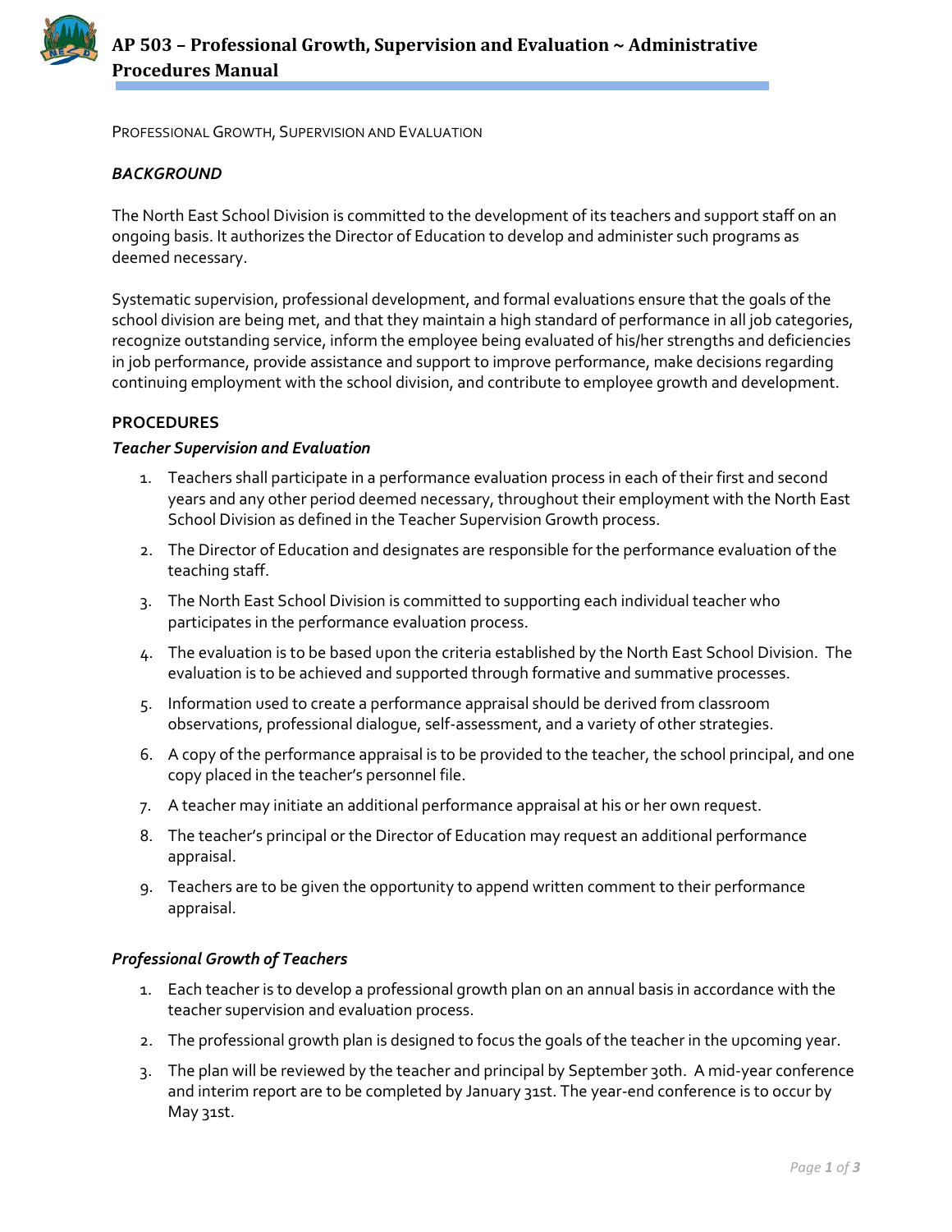# AP 503 – Professional Growth, Supervision and Evaluation ~ Administrative Procedures Manual

PROFESSIONAL GROWTH, SUPERVISION AND EVALUATION

***BACKGROUND***

The North East School Division is committed to the development of its teachers and support staff on an ongoing basis. It authorizes the Director of Education to develop and administer such programs as deemed necessary.

Systematic supervision, professional development, and formal evaluations ensure that the goals of the school division are being met, and that they maintain a high standard of performance in all job categories, recognize outstanding service, inform the employee being evaluated of his/her strengths and deficiencies in job performance, provide assistance and support to improve performance, make decisions regarding continuing employment with the school division, and contribute to employee growth and development.

## PROCEDURES

***Teacher Supervision and Evaluation***

1. Teachers shall participate in a performance evaluation process in each of their first and second years and any other period deemed necessary, throughout their employment with the North East School Division as defined in the Teacher Supervision Growth process.
2. The Director of Education and designates are responsible for the performance evaluation of the teaching staff.
3. The North East School Division is committed to supporting each individual teacher who participates in the performance evaluation process.
4. The evaluation is to be based upon the criteria established by the North East School Division. The evaluation is to be achieved and supported through formative and summative processes.
5. Information used to create a performance appraisal should be derived from classroom observations, professional dialogue, self-assessment, and a variety of other strategies.
6. A copy of the performance appraisal is to be provided to the teacher, the school principal, and one copy placed in the teacher's personnel file.
7. A teacher may initiate an additional performance appraisal at his or her own request.
8. The teacher's principal or the Director of Education may request an additional performance appraisal.
9. Teachers are to be given the opportunity to append written comment to their performance appraisal.

***Professional Growth of Teachers***

1. Each teacher is to develop a professional growth plan on an annual basis in accordance with the teacher supervision and evaluation process.
2. The professional growth plan is designed to focus the goals of the teacher in the upcoming year.
3. The plan will be reviewed by the teacher and principal by September 30th. A mid-year conference and interim report are to be completed by January 31st. The year-end conference is to occur by May 31st.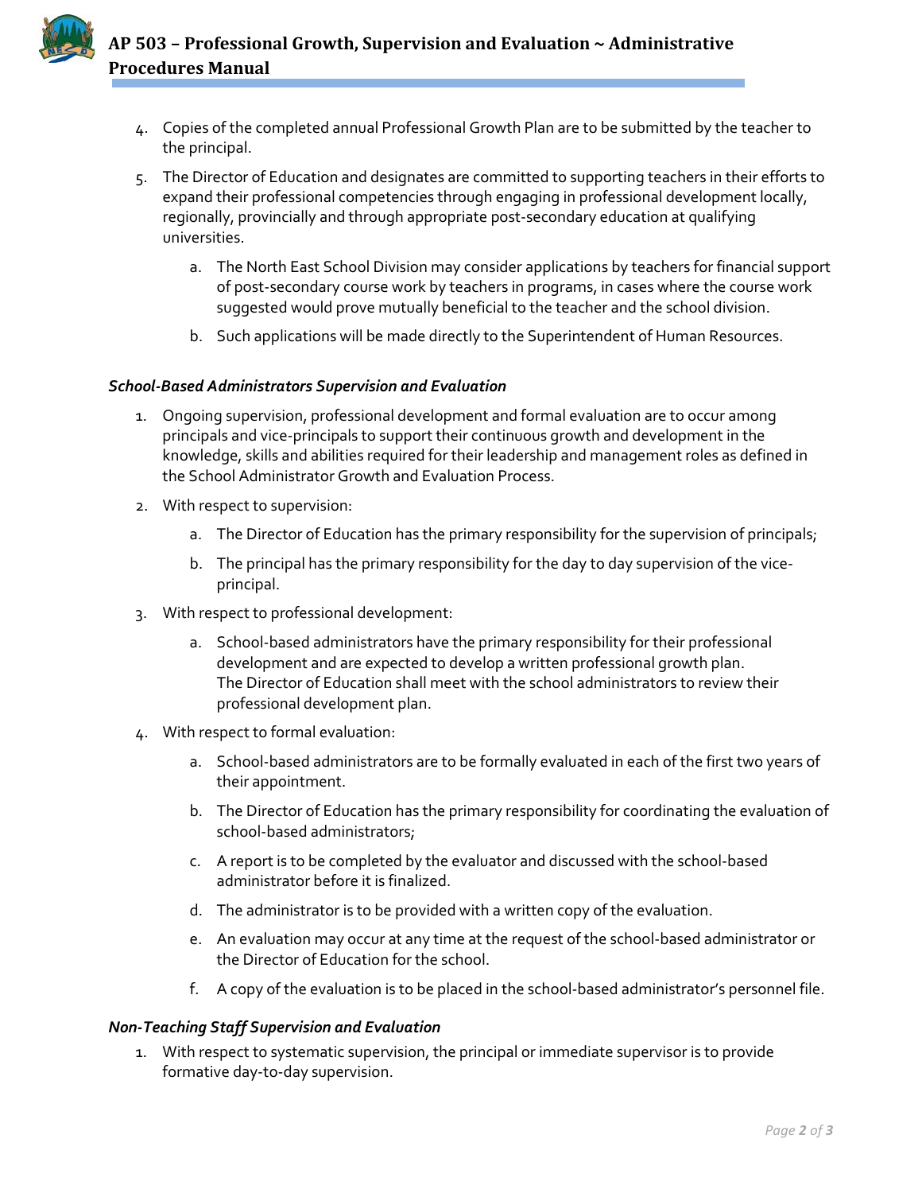4. Copies of the completed annual Professional Growth Plan are to be submitted by the teacher to the principal.
5. The Director of Education and designates are committed to supporting teachers in their efforts to expand their professional competencies through engaging in professional development locally, regionally, provincially and through appropriate post-secondary education at qualifying universities.
    a. The North East School Division may consider applications by teachers for financial support of post-secondary course work by teachers in programs, in cases where the course work suggested would prove mutually beneficial to the teacher and the school division.
    b. Such applications will be made directly to the Superintendent of Human Resources.

### *School-Based Administrators Supervision and Evaluation*

1. Ongoing supervision, professional development and formal evaluation are to occur among principals and vice-principals to support their continuous growth and development in the knowledge, skills and abilities required for their leadership and management roles as defined in the School Administrator Growth and Evaluation Process.
2. With respect to supervision:
    a. The Director of Education has the primary responsibility for the supervision of principals;
    b. The principal has the primary responsibility for the day to day supervision of the vice-principal.
3. With respect to professional development:
    a. School-based administrators have the primary responsibility for their professional development and are expected to develop a written professional growth plan. The Director of Education shall meet with the school administrators to review their professional development plan.
4. With respect to formal evaluation:
    a. School-based administrators are to be formally evaluated in each of the first two years of their appointment.
    b. The Director of Education has the primary responsibility for coordinating the evaluation of school-based administrators;
    c. A report is to be completed by the evaluator and discussed with the school-based administrator before it is finalized.
    d. The administrator is to be provided with a written copy of the evaluation.
    e. An evaluation may occur at any time at the request of the school-based administrator or the Director of Education for the school.
    f. A copy of the evaluation is to be placed in the school-based administrator's personnel file.

### *Non-Teaching Staff Supervision and Evaluation*

1. With respect to systematic supervision, the principal or immediate supervisor is to provide formative day-to-day supervision.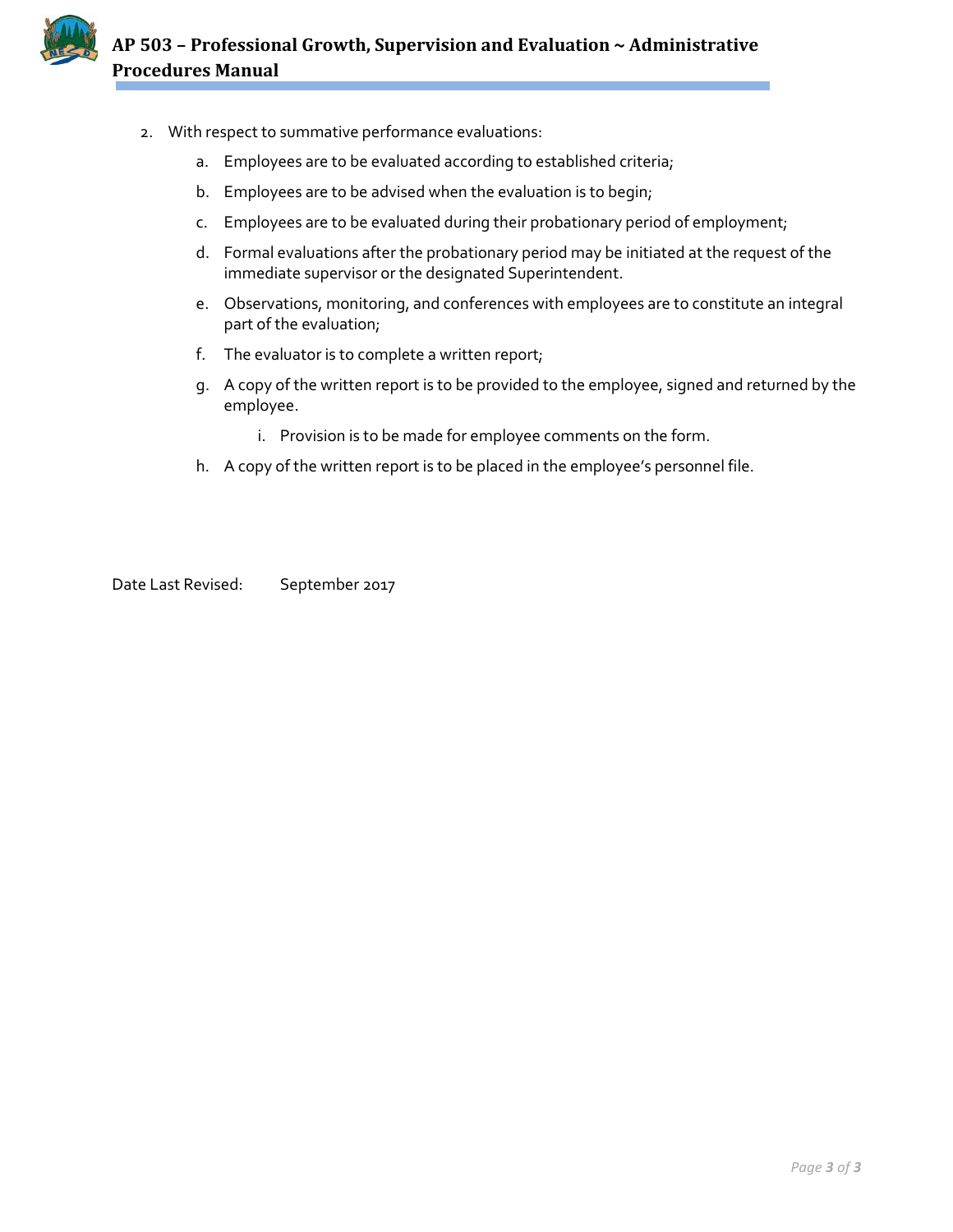2. With respect to summative performance evaluations:
   a. Employees are to be evaluated according to established criteria;
   b. Employees are to be advised when the evaluation is to begin;
   c. Employees are to be evaluated during their probationary period of employment;
   d. Formal evaluations after the probationary period may be initiated at the request of the immediate supervisor or the designated Superintendent.
   e. Observations, monitoring, and conferences with employees are to constitute an integral part of the evaluation;
   f. The evaluator is to complete a written report;
   g. A copy of the written report is to be provided to the employee, signed and returned by the employee.
      i. Provision is to be made for employee comments on the form.
   h. A copy of the written report is to be placed in the employee's personnel file.

Date Last Revised: September 2017